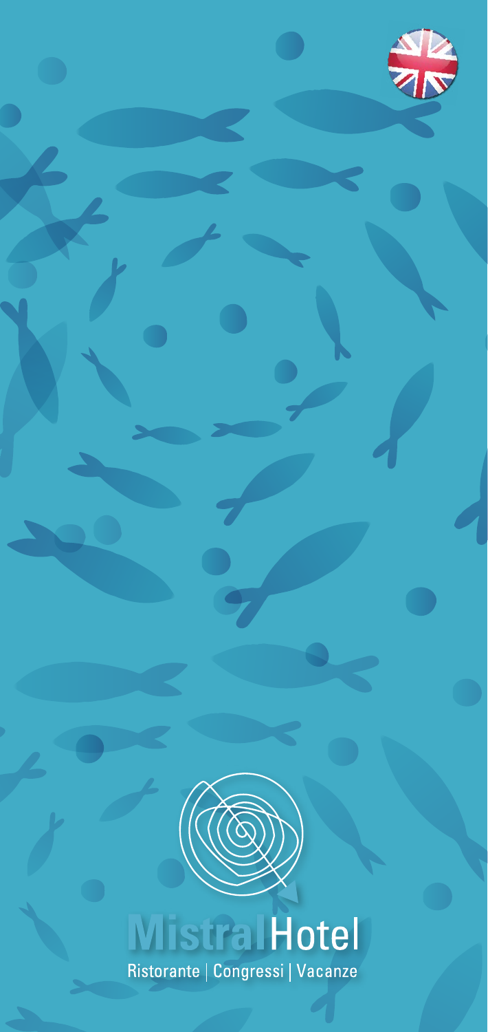# MistralHotel

Ristorante | Congressi | Vacanze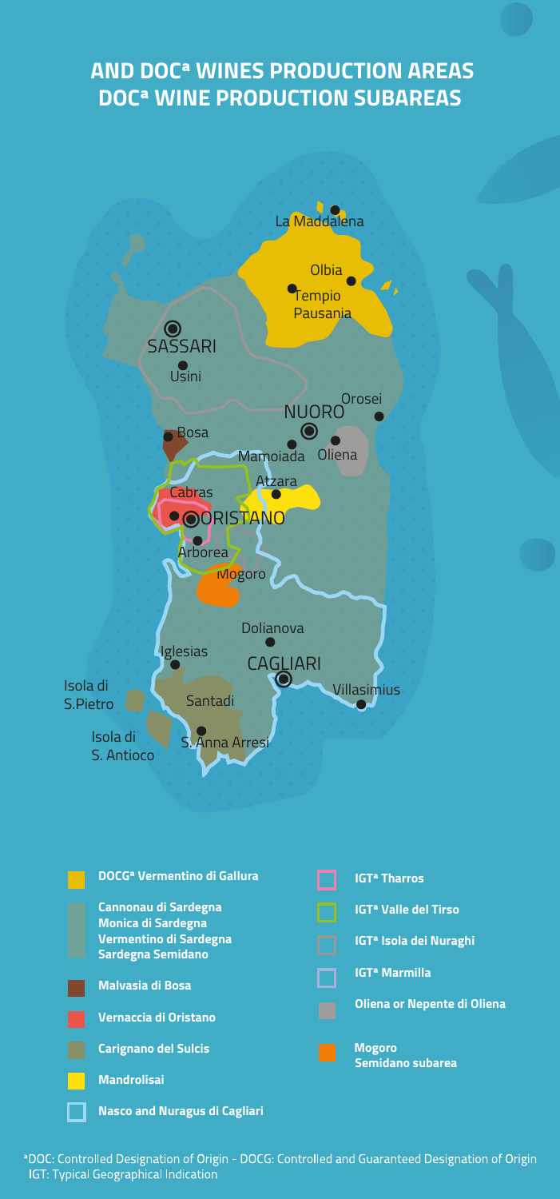# AND DOC[a] WINES PRODUCTION AREAS
# DOC[a] WINE PRODUCTION SUBAREAS

La Maddalena
Olbia
Tempio Pausania
SASSARI
Usini
Orosei
NUORO
Oliena
Bosa
Mamoiada
Atzara
Cabras
ORISTANO
Arborea
Mogoro
Dolianova
Iglesias
CAGLIARI
Isola di S.Pietro
Santadi
Villasimius
Isola di S. Antioco
S. Anna Arresi

- **DOCG[a] Vermentino di Gallura**
- **Cannonau di Sardegna**
  **Monica di Sardegna**
  **Vermentino di Sardegna**
  **Sardegna Semidano**
- **Malvasia di Bosa**
- **Vernaccia di Oristano**
- **Carignano del Sulcis**
- **Mandrolisai**
- **Nasco and Nuragus di Cagliari**
- **IGT[a] Tharros**
- **IGT[a] Valle del Tirso**
- **IGT[a] Isola dei Nuraghi**
- **IGT[a] Marmilla**
- **Oliena or Nepente di Oliena**
- **Mogoro**
  **Semidano subarea**

[a]DOC: Controlled Designation of Origin - DOCG: Controlled and Guaranteed Designation of Origin
IGT: Typical Geographical Indication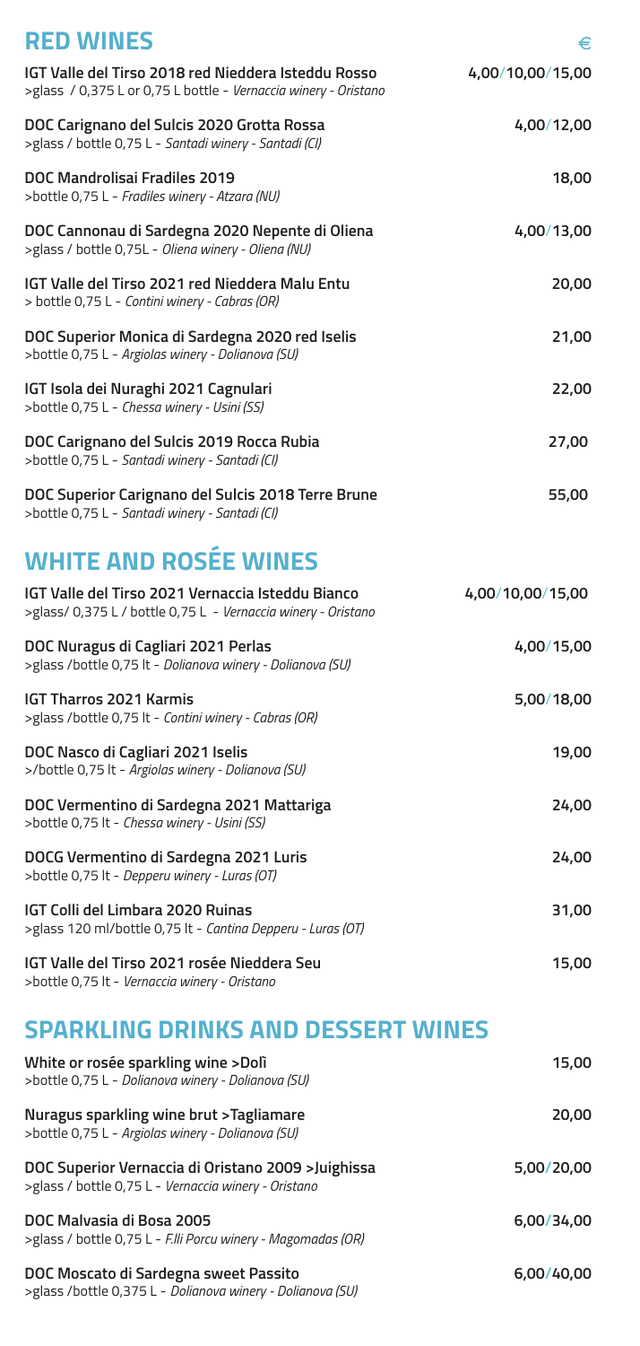## RED WINES

€

**IGT Valle del Tirso 2018 red Nieddera Isteddu Rosso** **4,00/10,00/15,00**
>glass / 0,375 L or 0,75 L bottle - *Vernaccia winery - Oristano*

**DOC Carignano del Sulcis 2020 Grotta Rossa** **4,00/12,00**
>glass / bottle 0,75 L - *Santadi winery - Santadi (CI)*

**DOC Mandrolisai Fradiles 2019** **18,00**
>bottle 0,75 L - *Fradiles winery - Atzara (NU)*

**DOC Cannonau di Sardegna 2020 Nepente di Oliena** **4,00/13,00**
>glass / bottle 0,75L - *Oliena winery - Oliena (NU)*

**IGT Valle del Tirso 2021 red Nieddera Malu Entu** **20,00**
> bottle 0,75 L - *Contini winery - Cabras (OR)*

**DOC Superior Monica di Sardegna 2020 red Iselis** **21,00**
>bottle 0,75 L - *Argiolas winery - Dolianova (SU)*

**IGT Isola dei Nuraghi 2021 Cagnulari** **22,00**
>bottle 0,75 L - *Chessa winery - Usini (SS)*

**DOC Carignano del Sulcis 2019 Rocca Rubia** **27,00**
>bottle 0,75 L - *Santadi winery - Santadi (CI)*

**DOC Superior Carignano del Sulcis 2018 Terre Brune** **55,00**
>bottle 0,75 L - *Santadi winery - Santadi (CI)*

## WHITE AND ROSÉE WINES

**IGT Valle del Tirso 2021 Vernaccia Isteddu Bianco** **4,00/10,00/15,00**
>glass/ 0,375 L / bottle 0,75 L - *Vernaccia winery - Oristano*

**DOC Nuragus di Cagliari 2021 Perlas** **4,00/15,00**
>glass /bottle 0,75 lt - *Dolianova winery - Dolianova (SU)*

**IGT Tharros 2021 Karmis** **5,00/18,00**
>glass /bottle 0,75 lt - *Contini winery - Cabras (OR)*

**DOC Nasco di Cagliari 2021 Iselis** **19,00**
>/bottle 0,75 lt - *Argiolas winery - Dolianova (SU)*

**DOC Vermentino di Sardegna 2021 Mattariga** **24,00**
>bottle 0,75 lt - *Chessa winery - Usini (SS)*

**DOCG Vermentino di Sardegna 2021 Luris** **24,00**
>bottle 0,75 lt - *Depperu winery - Luras (OT)*

**IGT Colli del Limbara 2020 Ruinas** **31,00**
>glass 120 ml/bottle 0,75 lt - *Cantina Depperu - Luras (OT)*

**IGT Valle del Tirso 2021 rosée Nieddera Seu** **15,00**
>bottle 0,75 lt - *Vernaccia winery - Oristano*

## SPARKLING DRINKS AND DESSERT WINES

**White or rosée sparkling wine >Dolì** **15,00**
>bottle 0,75 L - *Dolianova winery - Dolianova (SU)*

**Nuragus sparkling wine brut >Tagliamare** **20,00**
>bottle 0,75 L - *Argiolas winery - Dolianova (SU)*

**DOC Superior Vernaccia di Oristano 2009 >Juighissa** **5,00/20,00**
>glass / bottle 0,75 L - *Vernaccia winery - Oristano*

**DOC Malvasia di Bosa 2005** **6,00/34,00**
>glass / bottle 0,75 L - *F.lli Porcu winery - Magomadas (OR)*

**DOC Moscato di Sardegna sweet Passito** **6,00/40,00**
>glass /bottle 0,375 L - *Dolianova winery - Dolianova (SU)*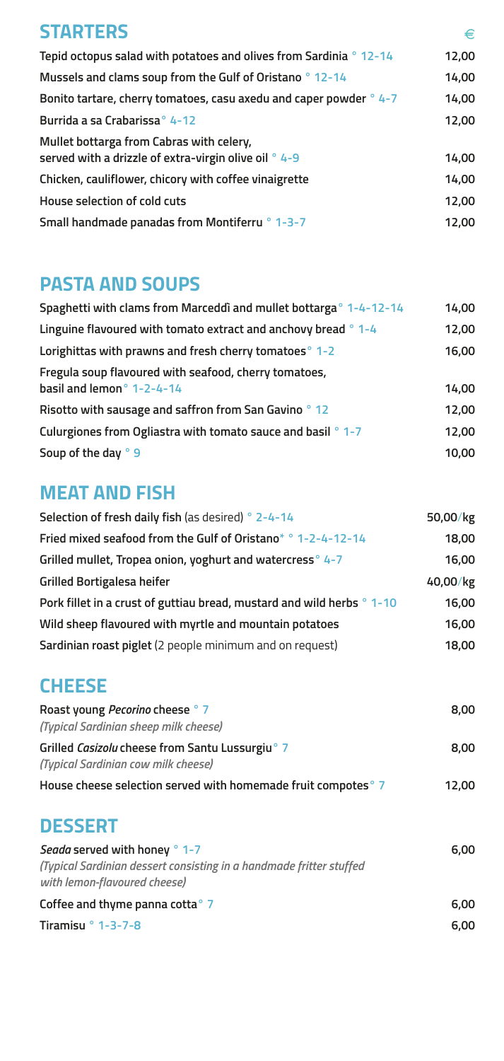## STARTERS

| | € |
|---|---|
| **Tepid octopus salad with potatoes and olives from Sardinia** ° 12-14 | 12,00 |
| **Mussels and clams soup from the Gulf of Oristano** ° 12-14 | 14,00 |
| **Bonito tartare, cherry tomatoes, casu axedu and caper powder** ° 4-7 | 14,00 |
| **Burrida a sa Crabarissa** ° 4-12 | 12,00 |
| **Mullet bottarga from Cabras with celery, served with a drizzle of extra-virgin olive oil** ° 4-9 | 14,00 |
| **Chicken, cauliflower, chicory with coffee vinaigrette** | 14,00 |
| **House selection of cold cuts** | 12,00 |
| **Small handmade panadas from Montiferru** ° 1-3-7 | 12,00 |

## PASTA AND SOUPS

| | |
|---|---|
| **Spaghetti with clams from Marceddì and mullet bottarga** ° 1-4-12-14 | 14,00 |
| **Linguine flavoured with tomato extract and anchovy bread** ° 1-4 | 12,00 |
| **Lorighittas with prawns and fresh cherry tomatoes** ° 1-2 | 16,00 |
| **Fregula soup flavoured with seafood, cherry tomatoes, basil and lemon** ° 1-2-4-14 | 14,00 |
| **Risotto with sausage and saffron from San Gavino** ° 12 | 12,00 |
| **Culurgiones from Ogliastra with tomato sauce and basil** ° 1-7 | 12,00 |
| **Soup of the day** ° 9 | 10,00 |

## MEAT AND FISH

| | |
|---|---|
| **Selection of fresh daily fish** (as desired) ° 2-4-14 | 50,00/kg |
| **Fried mixed seafood from the Gulf of Oristano*** ° 1-2-4-12-14 | 18,00 |
| **Grilled mullet, Tropea onion, yoghurt and watercress** ° 4-7 | 16,00 |
| **Grilled Bortigalesa heifer** | 40,00/kg |
| **Pork fillet in a crust of guttiau bread, mustard and wild herbs** ° 1-10 | 16,00 |
| **Wild sheep flavoured with myrtle and mountain potatoes** | 16,00 |
| **Sardinian roast piglet** (2 people minimum and on request) | 18,00 |

## CHEESE

| | |
|---|---|
| **Roast young *Pecorino* cheese** ° 7<br>*(Typical Sardinian sheep milk cheese)* | 8,00 |
| **Grilled *Casizolu* cheese from Santu Lussurgiu** ° 7<br>*(Typical Sardinian cow milk cheese)* | 8,00 |
| **House cheese selection served with homemade fruit compotes** ° 7 | 12,00 |

## DESSERT

| | |
|---|---|
| ***Seada* served with honey** ° 1-7<br>*(Typical Sardinian dessert consisting in a handmade fritter stuffed with lemon-flavoured cheese)* | 6,00 |
| **Coffee and thyme panna cotta** ° 7 | 6,00 |
| **Tiramisu** ° 1-3-7-8 | 6,00 |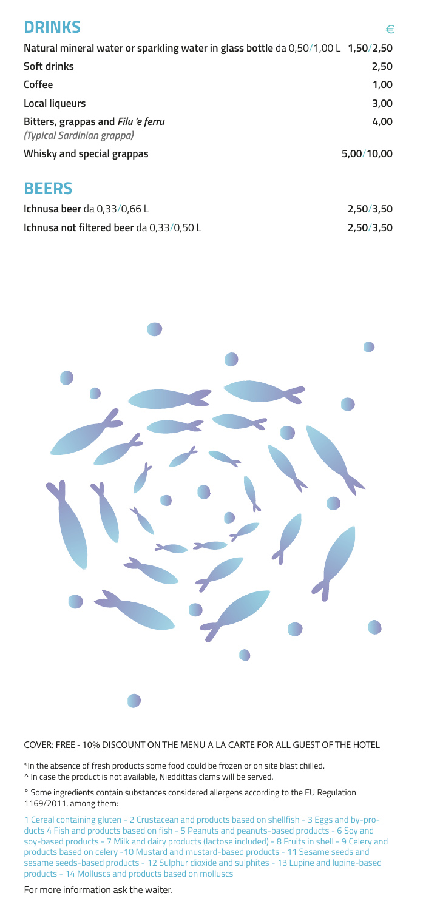## DRINKS

| | € |
|---|---|
| **Natural mineral water or sparkling water in glass bottle** da 0,50/1,00 L | **1,50/2,50** |
| **Soft drinks** | **2,50** |
| **Coffee** | **1,00** |
| **Local liqueurs** | **3,00** |
| **Bitters, grappas and *Filu 'e ferru*** *(Typical Sardinian grappa)* | **4,00** |
| **Whisky and special grappas** | **5,00/10,00** |

## BEERS

| | |
|---|---|
| **Ichnusa beer** da 0,33/0,66 L | **2,50/3,50** |
| **Ichnusa not filtered beer** da 0,33/0,50 L | **2,50/3,50** |

COVER: FREE - 10% DISCOUNT ON THE MENU A LA CARTE FOR ALL GUEST OF THE HOTEL

*In the absence of fresh products some food could be frozen or on site blast chilled.
^ In case the product is not available, Nieddittas clams will be served.

° Some ingredients contain substances considered allergens according to the EU Regulation 1169/2011, among them:

1 Cereal containing gluten - 2 Crustacean and products based on shellfish - 3 Eggs and by-products 4 Fish and products based on fish - 5 Peanuts and peanuts-based products - 6 Soy and soy-based products - 7 Milk and dairy products (lactose included) - 8 Fruits in shell - 9 Celery and products based on celery -10 Mustard and mustard-based products - 11 Sesame seeds and sesame seeds-based products - 12 Sulphur dioxide and sulphites - 13 Lupine and lupine-based products - 14 Molluscs and products based on molluscs

For more information ask the waiter.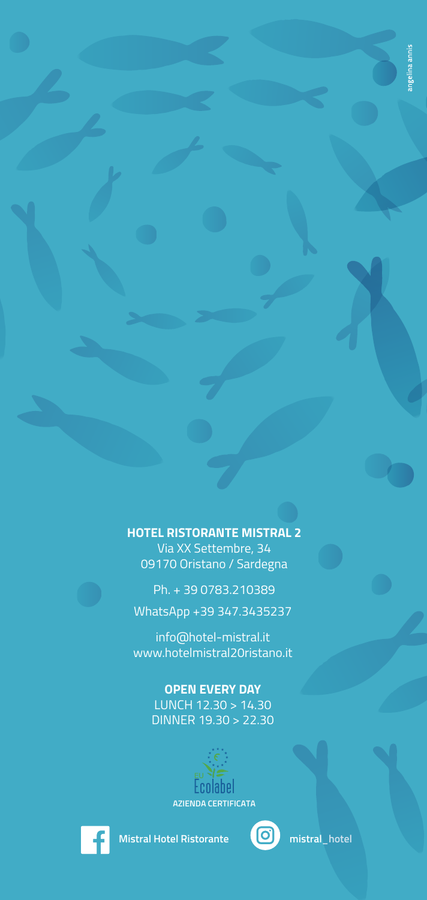angelina annis

**HOTEL RISTORANTE MISTRAL 2**

Via XX Settembre, 34
09170 Oristano / Sardegna

Ph. + 39 0783.210389

WhatsApp +39 347.3435237

info@hotel-mistral.it
www.hotelmistral2oristano.it

**OPEN EVERY DAY**

LUNCH 12.30 > 14.30
DINNER 19.30 > 22.30

EU Ecolabel

**AZIENDA CERTIFICATA**

**Mistral Hotel Ristorante**

**mistral_hotel**